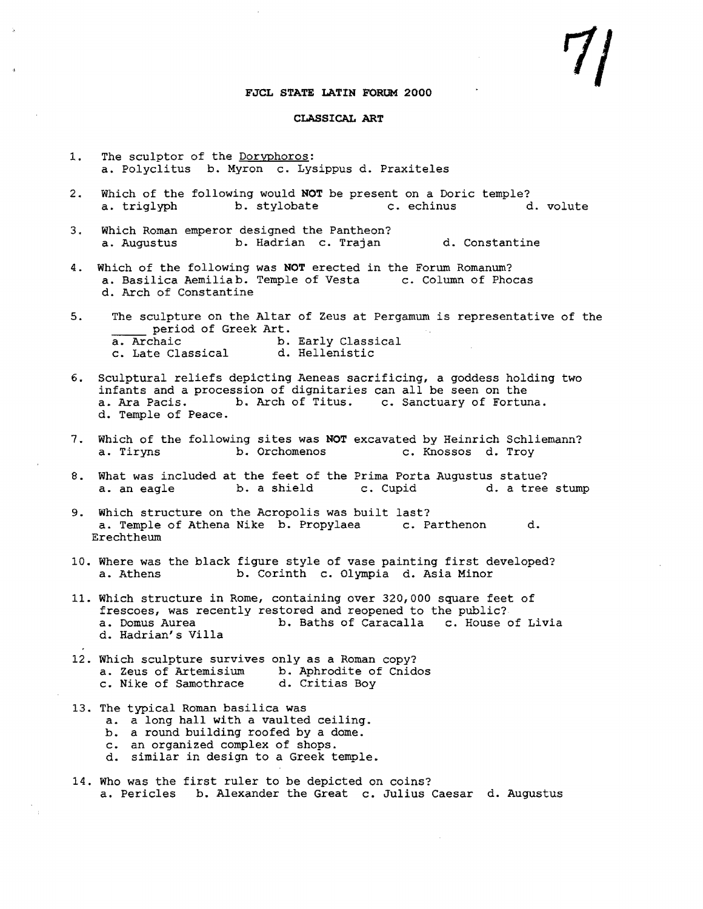71

**FJCL STATE LATIN FORUM 2000**

**CLASSICAL ART**

1. The sculptor of the Doryphoros:
   a. Polyclitus b. Myron c. Lysippus d. Praxiteles

2. Which of the following would **NOT** be present on a Doric temple?
   a. triglyph b. stylobate c. echinus d. volute

3. Which Roman emperor designed the Pantheon?
   a. Augustus b. Hadrian c. Trajan d. Constantine

4. Which of the following was **NOT** erected in the Forum Romanum?
   a. Basilica Aemilia b. Temple of Vesta c. Column of Phocas
   d. Arch of Constantine

5. The sculpture on the Altar of Zeus at Pergamum is representative of the _____ period of Greek Art.
   a. Archaic b. Early Classical
   c. Late Classical d. Hellenistic

6. Sculptural reliefs depicting Aeneas sacrificing, a goddess holding two infants and a procession of dignitaries can all be seen on the
   a. Ara Pacis. b. Arch of Titus. c. Sanctuary of Fortuna.
   d. Temple of Peace.

7. Which of the following sites was **NOT** excavated by Heinrich Schliemann?
   a. Tiryns b. Orchomenos c. Knossos d. Troy

8. What was included at the feet of the Prima Porta Augustus statue?
   a. an eagle b. a shield c. Cupid d. a tree stump

9. Which structure on the Acropolis was built last?
   a. Temple of Athena Nike b. Propylaea c. Parthenon d. Erechtheum

10. Where was the black figure style of vase painting first developed?
    a. Athens b. Corinth c. Olympia d. Asia Minor

11. Which structure in Rome, containing over 320,000 square feet of frescoes, was recently restored and reopened to the public?
    a. Domus Aurea b. Baths of Caracalla c. House of Livia
    d. Hadrian's Villa

12. Which sculpture survives only as a Roman copy?
    a. Zeus of Artemisium b. Aphrodite of Cnidos
    c. Nike of Samothrace d. Critias Boy

13. The typical Roman basilica was
    a. a long hall with a vaulted ceiling.
    b. a round building roofed by a dome.
    c. an organized complex of shops.
    d. similar in design to a Greek temple.

14. Who was the first ruler to be depicted on coins?
    a. Pericles b. Alexander the Great c. Julius Caesar d. Augustus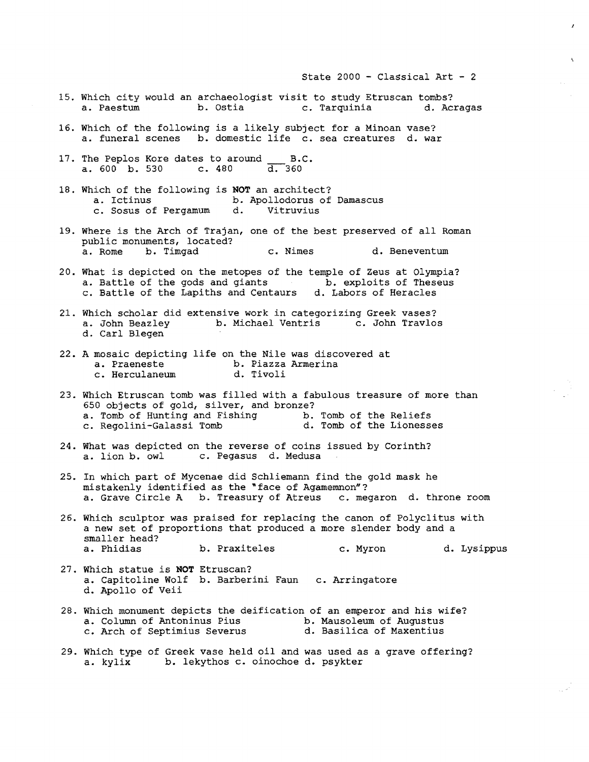15. Which city would an archaeologist visit to study Etruscan tombs?
    a. Paestum b. Ostia c. Tarquinia d. Acragas

16. Which of the following is a likely subject for a Minoan vase?
    a. funeral scenes b. domestic life c. sea creatures d. war

17. The Peplos Kore dates to around ___ B.C.
    a. 600 b. 530 c. 480 d. 360

18. Which of the following is **NOT** an architect?
    a. Ictinus b. Apollodorus of Damascus
    c. Sosus of Pergamum d. Vitruvius

19. Where is the Arch of Trajan, one of the best preserved of all Roman public monuments, located?
    a. Rome b. Timgad c. Nimes d. Beneventum

20. What is depicted on the metopes of the temple of Zeus at Olympia?
    a. Battle of the gods and giants b. exploits of Theseus
    c. Battle of the Lapiths and Centaurs d. Labors of Heracles

21. Which scholar did extensive work in categorizing Greek vases?
    a. John Beazley b. Michael Ventris c. John Travlos
    d. Carl Blegen

22. A mosaic depicting life on the Nile was discovered at
    a. Praeneste b. Piazza Armerina
    c. Herculaneum d. Tivoli

23. Which Etruscan tomb was filled with a fabulous treasure of more than 650 objects of gold, silver, and bronze?
    a. Tomb of Hunting and Fishing b. Tomb of the Reliefs
    c. Regolini-Galassi Tomb d. Tomb of the Lionesses

24. What was depicted on the reverse of coins issued by Corinth?
    a. lion b. owl c. Pegasus d. Medusa

25. In which part of Mycenae did Schliemann find the gold mask he mistakenly identified as the "face of Agamemnon"?
    a. Grave Circle A b. Treasury of Atreus c. megaron d. throne room

26. Which sculptor was praised for replacing the canon of Polyclitus with a new set of proportions that produced a more slender body and a smaller head?
    a. Phidias b. Praxiteles c. Myron d. Lysippus

27. Which statue is **NOT** Etruscan?
    a. Capitoline Wolf b. Barberini Faun c. Arringatore
    d. Apollo of Veii

28. Which monument depicts the deification of an emperor and his wife?
    a. Column of Antoninus Pius b. Mausoleum of Augustus
    c. Arch of Septimius Severus d. Basilica of Maxentius

29. Which type of Greek vase held oil and was used as a grave offering?
    a. kylix b. lekythos c. oinochoe d. psykter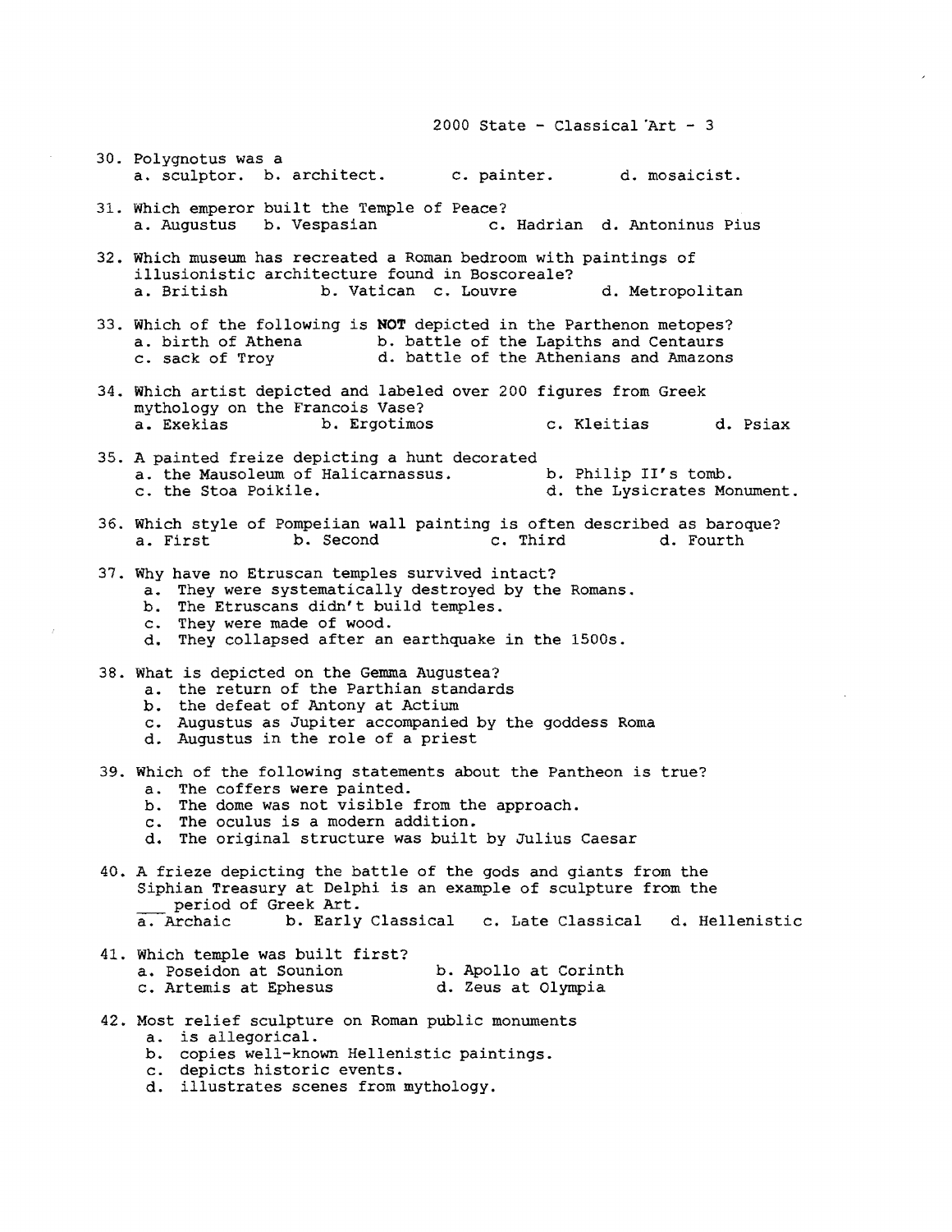30. Polygnotus was a
    a. sculptor. b. architect. c. painter. d. mosaicist.

31. Which emperor built the Temple of Peace?
    a. Augustus b. Vespasian c. Hadrian d. Antoninus Pius

32. Which museum has recreated a Roman bedroom with paintings of illusionistic architecture found in Boscoreale?
    a. British b. Vatican c. Louvre d. Metropolitan

33. Which of the following is **NOT** depicted in the Parthenon metopes?
    a. birth of Athena b. battle of the Lapiths and Centaurs
    c. sack of Troy d. battle of the Athenians and Amazons

34. Which artist depicted and labeled over 200 figures from Greek mythology on the Francois Vase?
    a. Exekias b. Ergotimos c. Kleitias d. Psiax

35. A painted frieze depicting a hunt decorated
    a. the Mausoleum of Halicarnassus. b. Philip II's tomb.
    c. the Stoa Poikile. d. the Lysicrates Monument.

36. Which style of Pompeiian wall painting is often described as baroque?
    a. First b. Second c. Third d. Fourth

37. Why have no Etruscan temples survived intact?
    a. They were systematically destroyed by the Romans.
    b. The Etruscans didn't build temples.
    c. They were made of wood.
    d. They collapsed after an earthquake in the 1500s.

38. What is depicted on the Gemma Augustea?
    a. the return of the Parthian standards
    b. the defeat of Antony at Actium
    c. Augustus as Jupiter accompanied by the goddess Roma
    d. Augustus in the role of a priest

39. Which of the following statements about the Pantheon is true?
    a. The coffers were painted.
    b. The dome was not visible from the approach.
    c. The oculus is a modern addition.
    d. The original structure was built by Julius Caesar

40. A frieze depicting the battle of the gods and giants from the Siphian Treasury at Delphi is an example of sculpture from the ___ period of Greek Art.
    a. Archaic b. Early Classical c. Late Classical d. Hellenistic

41. Which temple was built first?
    a. Poseidon at Sounion b. Apollo at Corinth
    c. Artemis at Ephesus d. Zeus at Olympia

42. Most relief sculpture on Roman public monuments
    a. is allegorical.
    b. copies well-known Hellenistic paintings.
    c. depicts historic events.
    d. illustrates scenes from mythology.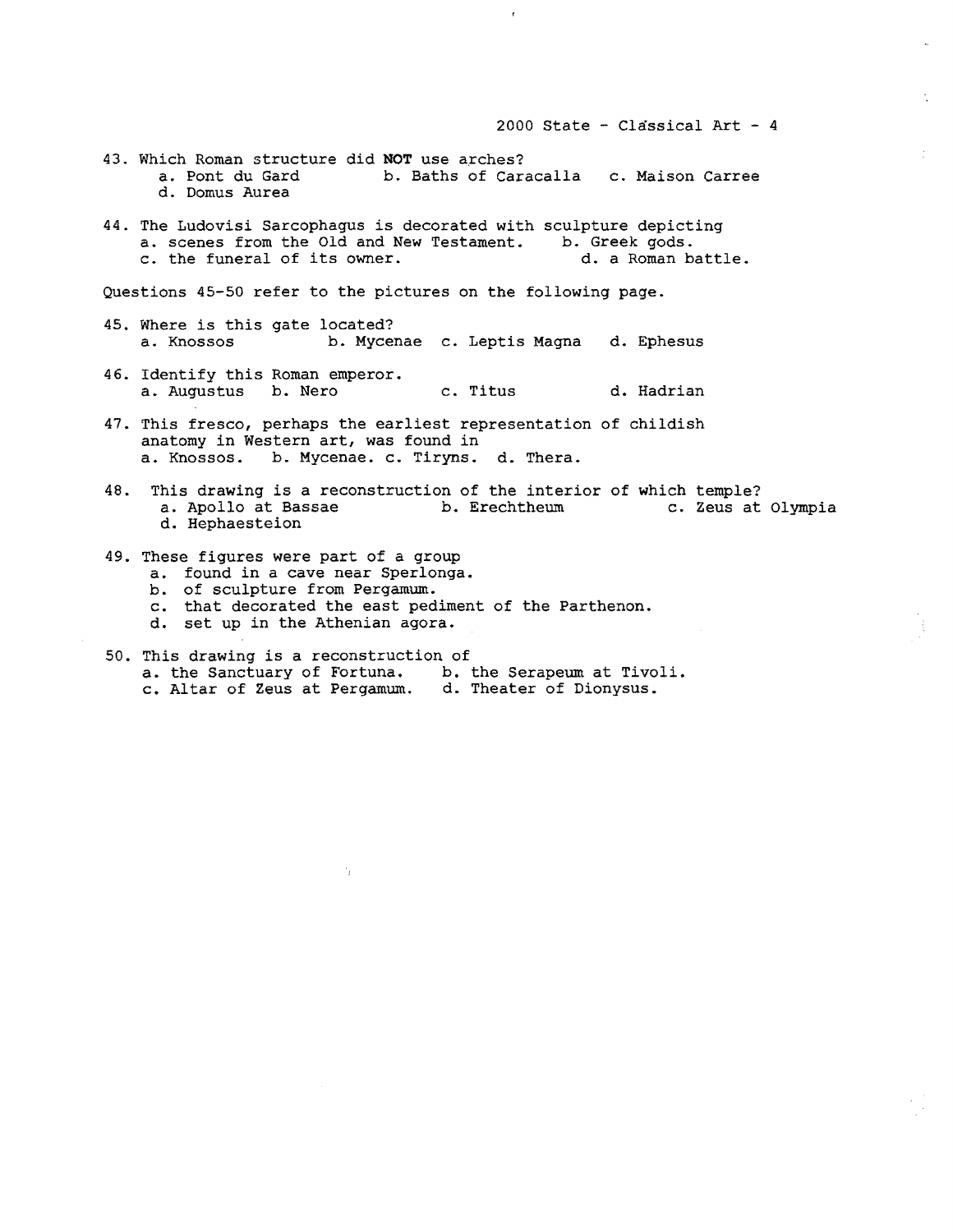43. Which Roman structure did **NOT** use arches?
    a. Pont du Gard b. Baths of Caracalla c. Maison Carree
    d. Domus Aurea

44. The Ludovisi Sarcophagus is decorated with sculpture depicting
    a. scenes from the Old and New Testament. b. Greek gods.
    c. the funeral of its owner. d. a Roman battle.

Questions 45-50 refer to the pictures on the following page.

45. Where is this gate located?
    a. Knossos b. Mycenae c. Leptis Magna d. Ephesus

46. Identify this Roman emperor.
    a. Augustus b. Nero c. Titus d. Hadrian

47. This fresco, perhaps the earliest representation of childish anatomy in Western art, was found in
    a. Knossos. b. Mycenae. c. Tiryns. d. Thera.

48. This drawing is a reconstruction of the interior of which temple?
    a. Apollo at Bassae b. Erechtheum c. Zeus at Olympia
    d. Hephaesteion

49. These figures were part of a group
    a. found in a cave near Sperlonga.
    b. of sculpture from Pergamum.
    c. that decorated the east pediment of the Parthenon.
    d. set up in the Athenian agora.

50. This drawing is a reconstruction of
    a. the Sanctuary of Fortuna. b. the Serapeum at Tivoli.
    c. Altar of Zeus at Pergamum. d. Theater of Dionysus.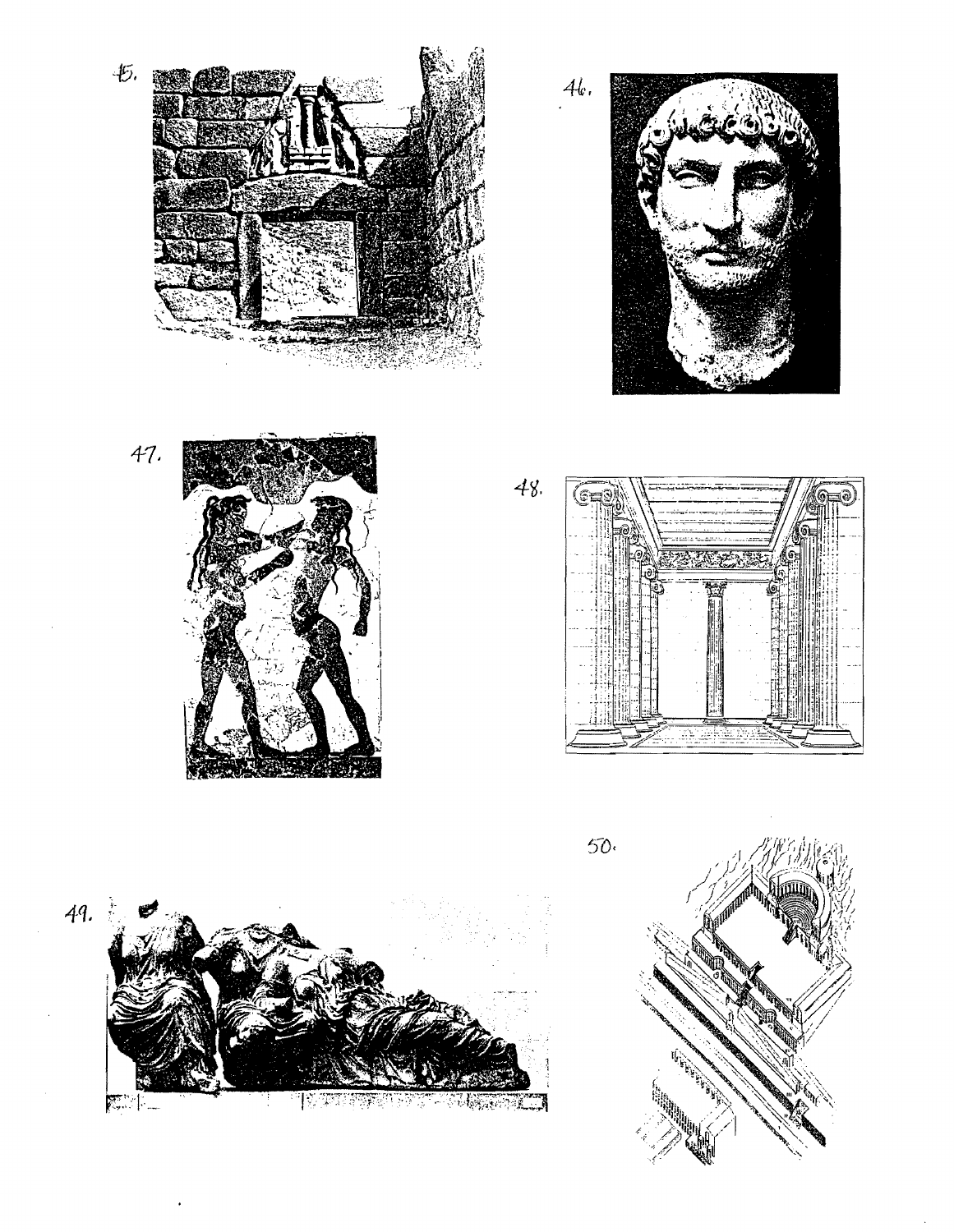45.

46.

47.

48.

49.

50.